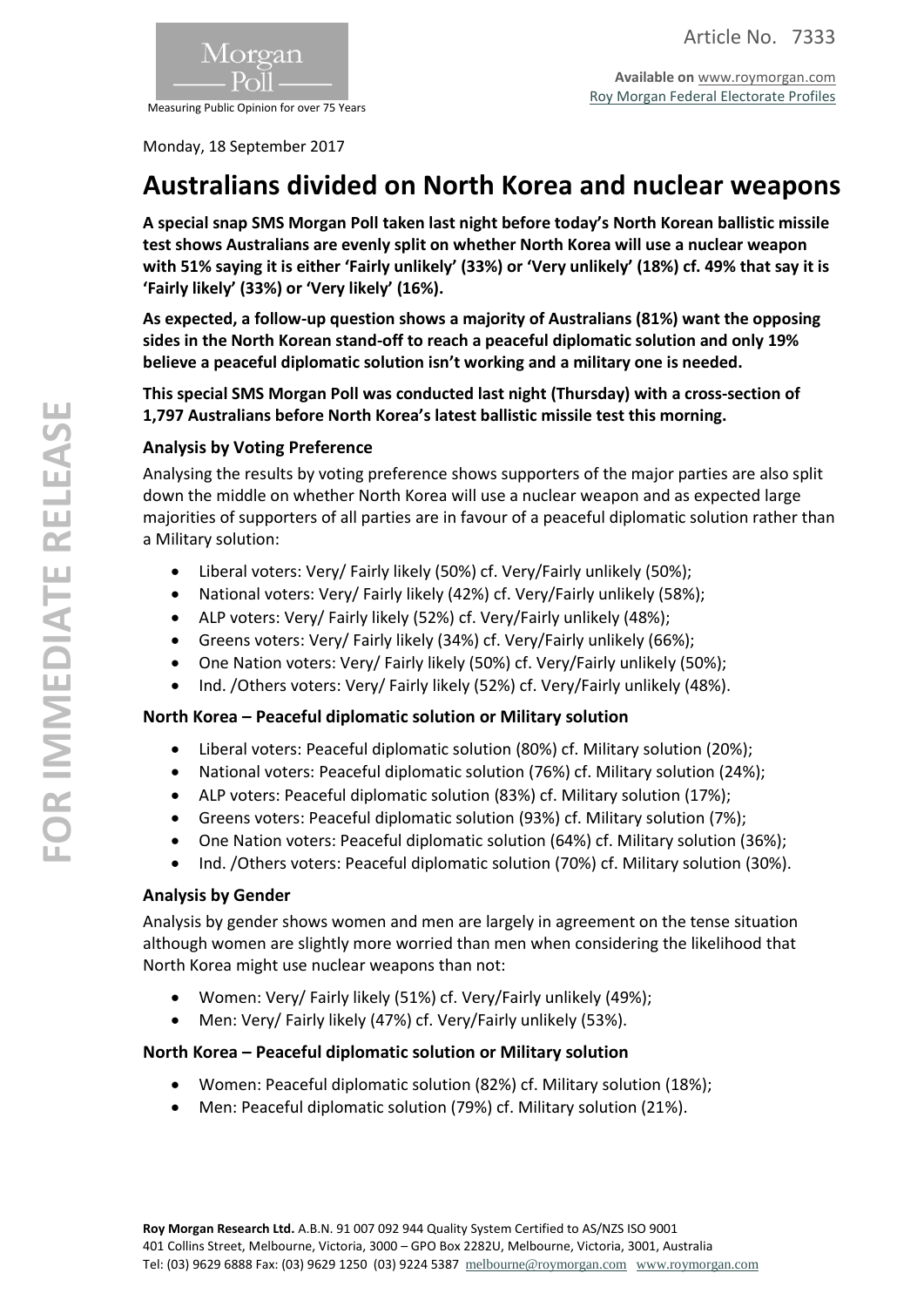Article No. 7333

**Available on** www.roymorgan.com
Roy Morgan Federal Electorate Profiles

Morgan Poll
Measuring Public Opinion for over 75 Years

Monday, 18 September 2017

# Australians divided on North Korea and nuclear weapons

**A special snap SMS Morgan Poll taken last night before today's North Korean ballistic missile test shows Australians are evenly split on whether North Korea will use a nuclear weapon with 51% saying it is either 'Fairly unlikely' (33%) or 'Very unlikely' (18%) cf. 49% that say it is 'Fairly likely' (33%) or 'Very likely' (16%).**

**As expected, a follow-up question shows a majority of Australians (81%) want the opposing sides in the North Korean stand-off to reach a peaceful diplomatic solution and only 19% believe a peaceful diplomatic solution isn't working and a military one is needed.**

**This special SMS Morgan Poll was conducted last night (Thursday) with a cross-section of 1,797 Australians before North Korea's latest ballistic missile test this morning.**

### Analysis by Voting Preference

Analysing the results by voting preference shows supporters of the major parties are also split down the middle on whether North Korea will use a nuclear weapon and as expected large majorities of supporters of all parties are in favour of a peaceful diplomatic solution rather than a Military solution:

- Liberal voters: Very/ Fairly likely (50%) cf. Very/Fairly unlikely (50%);
- National voters: Very/ Fairly likely (42%) cf. Very/Fairly unlikely (58%);
- ALP voters: Very/ Fairly likely (52%) cf. Very/Fairly unlikely (48%);
- Greens voters: Very/ Fairly likely (34%) cf. Very/Fairly unlikely (66%);
- One Nation voters: Very/ Fairly likely (50%) cf. Very/Fairly unlikely (50%);
- Ind. /Others voters: Very/ Fairly likely (52%) cf. Very/Fairly unlikely (48%).

### North Korea – Peaceful diplomatic solution or Military solution

- Liberal voters: Peaceful diplomatic solution (80%) cf. Military solution (20%);
- National voters: Peaceful diplomatic solution (76%) cf. Military solution (24%);
- ALP voters: Peaceful diplomatic solution (83%) cf. Military solution (17%);
- Greens voters: Peaceful diplomatic solution (93%) cf. Military solution (7%);
- One Nation voters: Peaceful diplomatic solution (64%) cf. Military solution (36%);
- Ind. /Others voters: Peaceful diplomatic solution (70%) cf. Military solution (30%).

### Analysis by Gender

Analysis by gender shows women and men are largely in agreement on the tense situation although women are slightly more worried than men when considering the likelihood that North Korea might use nuclear weapons than not:

- Women: Very/ Fairly likely (51%) cf. Very/Fairly unlikely (49%);
- Men: Very/ Fairly likely (47%) cf. Very/Fairly unlikely (53%).

### North Korea – Peaceful diplomatic solution or Military solution

- Women: Peaceful diplomatic solution (82%) cf. Military solution (18%);
- Men: Peaceful diplomatic solution (79%) cf. Military solution (21%).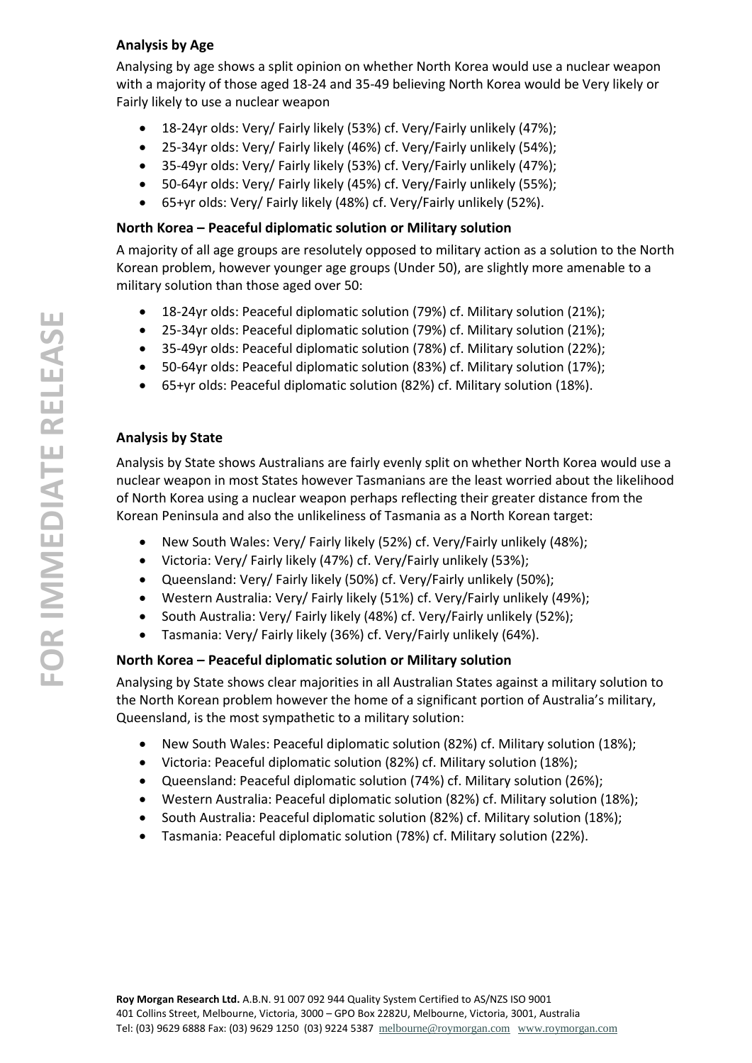### Analysis by Age

Analysing by age shows a split opinion on whether North Korea would use a nuclear weapon with a majority of those aged 18-24 and 35-49 believing North Korea would be Very likely or Fairly likely to use a nuclear weapon

- 18-24yr olds: Very/ Fairly likely (53%) cf. Very/Fairly unlikely (47%);
- 25-34yr olds: Very/ Fairly likely (46%) cf. Very/Fairly unlikely (54%);
- 35-49yr olds: Very/ Fairly likely (53%) cf. Very/Fairly unlikely (47%);
- 50-64yr olds: Very/ Fairly likely (45%) cf. Very/Fairly unlikely (55%);
- 65+yr olds: Very/ Fairly likely (48%) cf. Very/Fairly unlikely (52%).

### North Korea – Peaceful diplomatic solution or Military solution

A majority of all age groups are resolutely opposed to military action as a solution to the North Korean problem, however younger age groups (Under 50), are slightly more amenable to a military solution than those aged over 50:

- 18-24yr olds: Peaceful diplomatic solution (79%) cf. Military solution (21%);
- 25-34yr olds: Peaceful diplomatic solution (79%) cf. Military solution (21%);
- 35-49yr olds: Peaceful diplomatic solution (78%) cf. Military solution (22%);
- 50-64yr olds: Peaceful diplomatic solution (83%) cf. Military solution (17%);
- 65+yr olds: Peaceful diplomatic solution (82%) cf. Military solution (18%).

### Analysis by State

Analysis by State shows Australians are fairly evenly split on whether North Korea would use a nuclear weapon in most States however Tasmanians are the least worried about the likelihood of North Korea using a nuclear weapon perhaps reflecting their greater distance from the Korean Peninsula and also the unlikeliness of Tasmania as a North Korean target:

- New South Wales: Very/ Fairly likely (52%) cf. Very/Fairly unlikely (48%);
- Victoria: Very/ Fairly likely (47%) cf. Very/Fairly unlikely (53%);
- Queensland: Very/ Fairly likely (50%) cf. Very/Fairly unlikely (50%);
- Western Australia: Very/ Fairly likely (51%) cf. Very/Fairly unlikely (49%);
- South Australia: Very/ Fairly likely (48%) cf. Very/Fairly unlikely (52%);
- Tasmania: Very/ Fairly likely (36%) cf. Very/Fairly unlikely (64%).

### North Korea – Peaceful diplomatic solution or Military solution

Analysing by State shows clear majorities in all Australian States against a military solution to the North Korean problem however the home of a significant portion of Australia's military, Queensland, is the most sympathetic to a military solution:

- New South Wales: Peaceful diplomatic solution (82%) cf. Military solution (18%);
- Victoria: Peaceful diplomatic solution (82%) cf. Military solution (18%);
- Queensland: Peaceful diplomatic solution (74%) cf. Military solution (26%);
- Western Australia: Peaceful diplomatic solution (82%) cf. Military solution (18%);
- South Australia: Peaceful diplomatic solution (82%) cf. Military solution (18%);
- Tasmania: Peaceful diplomatic solution (78%) cf. Military solution (22%).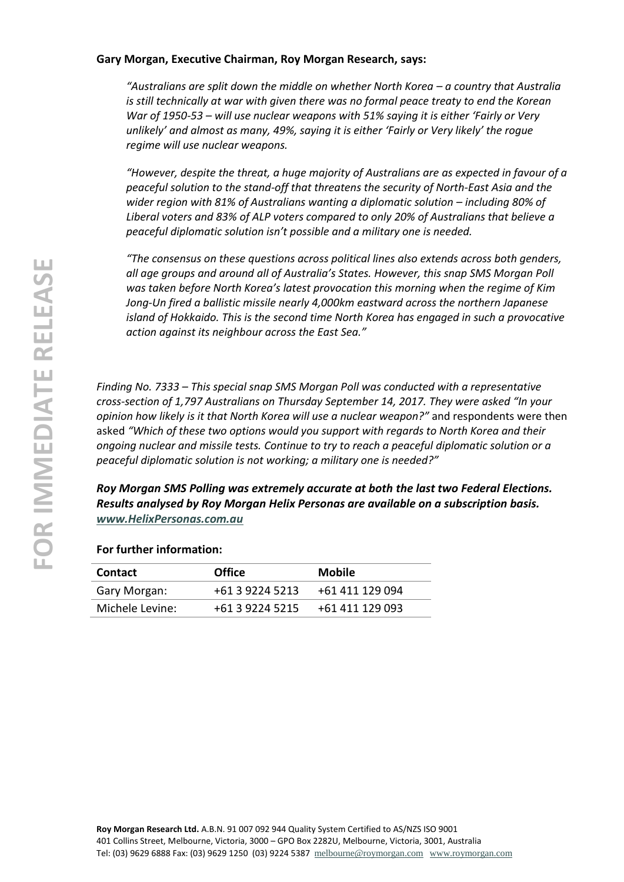**Gary Morgan, Executive Chairman, Roy Morgan Research, says:**

*"Australians are split down the middle on whether North Korea – a country that Australia is still technically at war with given there was no formal peace treaty to end the Korean War of 1950-53 – will use nuclear weapons with 51% saying it is either 'Fairly or Very unlikely' and almost as many, 49%, saying it is either 'Fairly or Very likely' the rogue regime will use nuclear weapons.*

*"However, despite the threat, a huge majority of Australians are as expected in favour of a peaceful solution to the stand-off that threatens the security of North-East Asia and the wider region with 81% of Australians wanting a diplomatic solution – including 80% of Liberal voters and 83% of ALP voters compared to only 20% of Australians that believe a peaceful diplomatic solution isn't possible and a military one is needed.*

*"The consensus on these questions across political lines also extends across both genders, all age groups and around all of Australia's States. However, this snap SMS Morgan Poll was taken before North Korea's latest provocation this morning when the regime of Kim Jong-Un fired a ballistic missile nearly 4,000km eastward across the northern Japanese island of Hokkaido. This is the second time North Korea has engaged in such a provocative action against its neighbour across the East Sea."*

*Finding No. 7333 – This special snap SMS Morgan Poll was conducted with a representative cross-section of 1,797 Australians on Thursday September 14, 2017. They were asked "In your opinion how likely is it that North Korea will use a nuclear weapon?"* and respondents were then asked *"Which of these two options would you support with regards to North Korea and their ongoing nuclear and missile tests. Continue to try to reach a peaceful diplomatic solution or a peaceful diplomatic solution is not working; a military one is needed?"*

***Roy Morgan SMS Polling was extremely accurate at both the last two Federal Elections. Results analysed by Roy Morgan Helix Personas are available on a subscription basis. www.HelixPersonas.com.au***

**For further information:**

| Contact | Office | Mobile |
|---|---|---|
| Gary Morgan: | +61 3 9224 5213 | +61 411 129 094 |
| Michele Levine: | +61 3 9224 5215 | +61 411 129 093 |

**Roy Morgan Research Ltd.** A.B.N. 91 007 092 944 Quality System Certified to AS/NZS ISO 9001
401 Collins Street, Melbourne, Victoria, 3000 – GPO Box 2282U, Melbourne, Victoria, 3001, Australia
Tel: (03) 9629 6888 Fax: (03) 9629 1250 (03) 9224 5387 melbourne@roymorgan.com www.roymorgan.com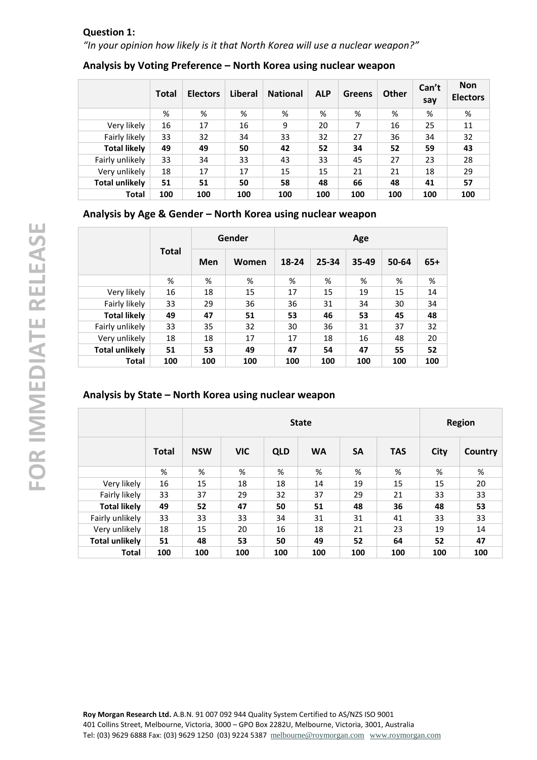**Question 1:**

*"In your opinion how likely is it that North Korea will use a nuclear weapon?"*

### Analysis by Voting Preference – North Korea using nuclear weapon

| | Total | Electors | Liberal | National | ALP | Greens | Other | Can't say | Non Electors |
|---|---|---|---|---|---|---|---|---|---|
| | % | % | % | % | % | % | % | % | % |
| Very likely | 16 | 17 | 16 | 9 | 20 | 7 | 16 | 25 | 11 |
| Fairly likely | 33 | 32 | 34 | 33 | 32 | 27 | 36 | 34 | 32 |
| **Total likely** | **49** | **49** | **50** | **42** | **52** | **34** | **52** | **59** | **43** |
| Fairly unlikely | 33 | 34 | 33 | 43 | 33 | 45 | 27 | 23 | 28 |
| Very unlikely | 18 | 17 | 17 | 15 | 15 | 21 | 21 | 18 | 29 |
| **Total unlikely** | **51** | **51** | **50** | **58** | **48** | **66** | **48** | **41** | **57** |
| **Total** | **100** | **100** | **100** | **100** | **100** | **100** | **100** | **100** | **100** |

### Analysis by Age & Gender – North Korea using nuclear weapon

| | Total | Gender | | Age | | | | |
|---|---|---|---|---|---|---|---|---|
| | | Men | Women | 18-24 | 25-34 | 35-49 | 50-64 | 65+ |
| | % | % | % | % | % | % | % | % |
| Very likely | 16 | 18 | 15 | 17 | 15 | 19 | 15 | 14 |
| Fairly likely | 33 | 29 | 36 | 36 | 31 | 34 | 30 | 34 |
| **Total likely** | **49** | **47** | **51** | **53** | **46** | **53** | **45** | **48** |
| Fairly unlikely | 33 | 35 | 32 | 30 | 36 | 31 | 37 | 32 |
| Very unlikely | 18 | 18 | 17 | 17 | 18 | 16 | 48 | 20 |
| **Total unlikely** | **51** | **53** | **49** | **47** | **54** | **47** | **55** | **52** |
| **Total** | **100** | **100** | **100** | **100** | **100** | **100** | **100** | **100** |

### Analysis by State – North Korea using nuclear weapon

| | | State | | | | | | Region | |
|---|---|---|---|---|---|---|---|---|---|
| | Total | NSW | VIC | QLD | WA | SA | TAS | City | Country |
| | % | % | % | % | % | % | % | % | % |
| Very likely | 16 | 15 | 18 | 18 | 14 | 19 | 15 | 15 | 20 |
| Fairly likely | 33 | 37 | 29 | 32 | 37 | 29 | 21 | 33 | 33 |
| **Total likely** | **49** | **52** | **47** | **50** | **51** | **48** | **36** | **48** | **53** |
| Fairly unlikely | 33 | 33 | 33 | 34 | 31 | 31 | 41 | 33 | 33 |
| Very unlikely | 18 | 15 | 20 | 16 | 18 | 21 | 23 | 19 | 14 |
| **Total unlikely** | **51** | **48** | **53** | **50** | **49** | **52** | **64** | **52** | **47** |
| **Total** | **100** | **100** | **100** | **100** | **100** | **100** | **100** | **100** | **100** |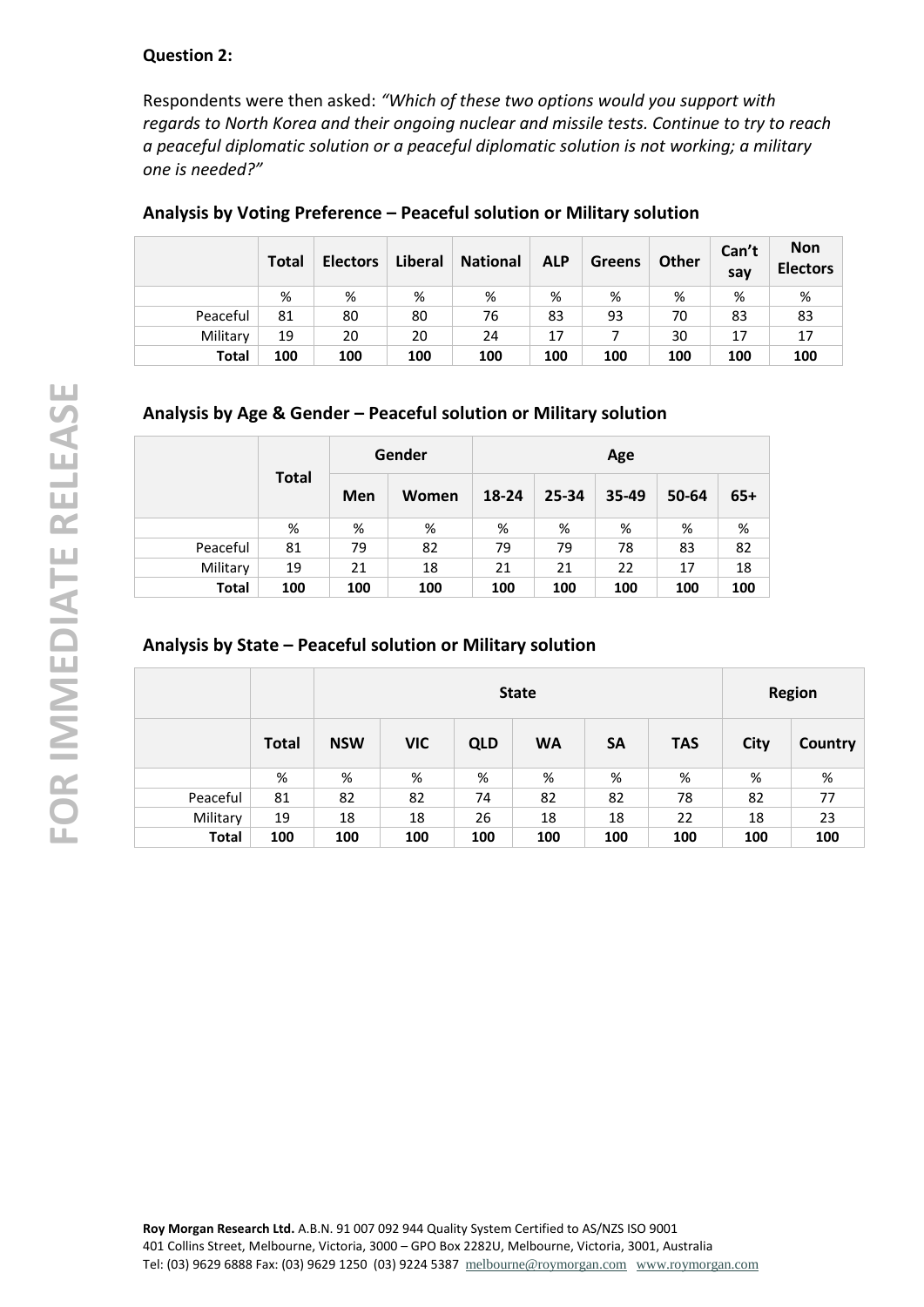**Question 2:**

Respondents were then asked: *"Which of these two options would you support with regards to North Korea and their ongoing nuclear and missile tests. Continue to try to reach a peaceful diplomatic solution or a peaceful diplomatic solution is not working; a military one is needed?"*

### Analysis by Voting Preference – Peaceful solution or Military solution

| | Total | Electors | Liberal | National | ALP | Greens | Other | Can't say | Non Electors |
|---|---|---|---|---|---|---|---|---|---|
| | % | % | % | % | % | % | % | % | % |
| Peaceful | 81 | 80 | 80 | 76 | 83 | 93 | 70 | 83 | 83 |
| Military | 19 | 20 | 20 | 24 | 17 | 7 | 30 | 17 | 17 |
| **Total** | **100** | **100** | **100** | **100** | **100** | **100** | **100** | **100** | **100** |

### Analysis by Age & Gender – Peaceful solution or Military solution

| | Total | Gender | | Age | | | | |
|---|---|---|---|---|---|---|---|---|
| | | Men | Women | 18-24 | 25-34 | 35-49 | 50-64 | 65+ |
| | % | % | % | % | % | % | % | % |
| Peaceful | 81 | 79 | 82 | 79 | 79 | 78 | 83 | 82 |
| Military | 19 | 21 | 18 | 21 | 21 | 22 | 17 | 18 |
| **Total** | **100** | **100** | **100** | **100** | **100** | **100** | **100** | **100** |

### Analysis by State – Peaceful solution or Military solution

| | | State | | | | | | Region | |
|---|---|---|---|---|---|---|---|---|---|
| | Total | NSW | VIC | QLD | WA | SA | TAS | City | Country |
| | % | % | % | % | % | % | % | % | % |
| Peaceful | 81 | 82 | 82 | 74 | 82 | 82 | 78 | 82 | 77 |
| Military | 19 | 18 | 18 | 26 | 18 | 18 | 22 | 18 | 23 |
| **Total** | **100** | **100** | **100** | **100** | **100** | **100** | **100** | **100** | **100** |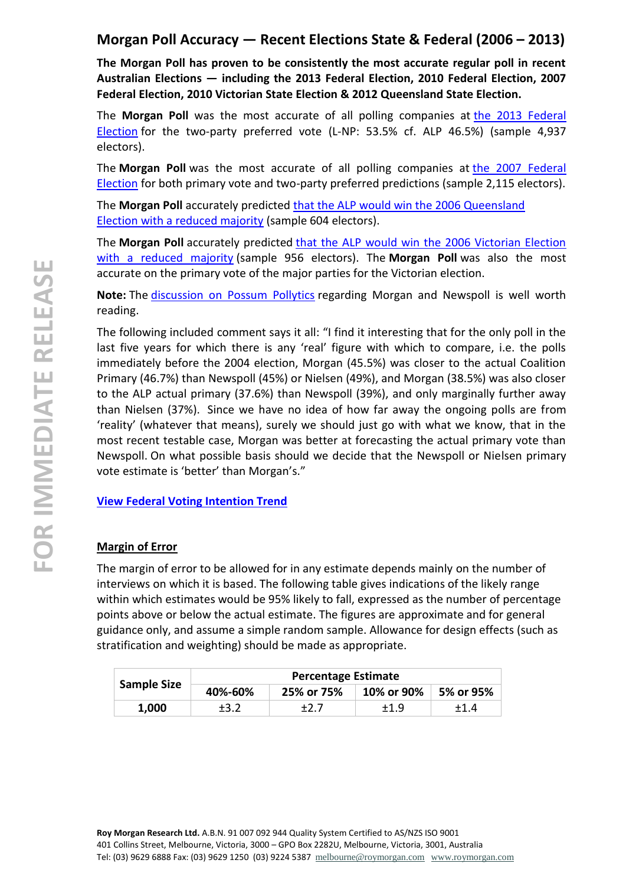## Morgan Poll Accuracy — Recent Elections State & Federal (2006 – 2013)

**The Morgan Poll has proven to be consistently the most accurate regular poll in recent Australian Elections — including the 2013 Federal Election, 2010 Federal Election, 2007 Federal Election, 2010 Victorian State Election & 2012 Queensland State Election.**

The **Morgan Poll** was the most accurate of all polling companies at the 2013 Federal Election for the two-party preferred vote (L-NP: 53.5% cf. ALP 46.5%) (sample 4,937 electors).

The **Morgan Poll** was the most accurate of all polling companies at the 2007 Federal Election for both primary vote and two-party preferred predictions (sample 2,115 electors).

The **Morgan Poll** accurately predicted that the ALP would win the 2006 Queensland Election with a reduced majority (sample 604 electors).

The **Morgan Poll** accurately predicted that the ALP would win the 2006 Victorian Election with a reduced majority (sample 956 electors). The **Morgan Poll** was also the most accurate on the primary vote of the major parties for the Victorian election.

**Note:** The discussion on Possum Pollytics regarding Morgan and Newspoll is well worth reading.

The following included comment says it all: "I find it interesting that for the only poll in the last five years for which there is any 'real' figure with which to compare, i.e. the polls immediately before the 2004 election, Morgan (45.5%) was closer to the actual Coalition Primary (46.7%) than Newspoll (45%) or Nielsen (49%), and Morgan (38.5%) was also closer to the ALP actual primary (37.6%) than Newspoll (39%), and only marginally further away than Nielsen (37%). Since we have no idea of how far away the ongoing polls are from 'reality' (whatever that means), surely we should just go with what we know, that in the most recent testable case, Morgan was better at forecasting the actual primary vote than Newspoll. On what possible basis should we decide that the Newspoll or Nielsen primary vote estimate is 'better' than Morgan's."

**View Federal Voting Intention Trend**

**Margin of Error**

The margin of error to be allowed for in any estimate depends mainly on the number of interviews on which it is based. The following table gives indications of the likely range within which estimates would be 95% likely to fall, expressed as the number of percentage points above or below the actual estimate. The figures are approximate and for general guidance only, and assume a simple random sample. Allowance for design effects (such as stratification and weighting) should be made as appropriate.

| Sample Size | Percentage Estimate | | | |
|---|---|---|---|---|
| | 40%-60% | 25% or 75% | 10% or 90% | 5% or 95% |
| **1,000** | ±3.2 | ±2.7 | ±1.9 | ±1.4 |